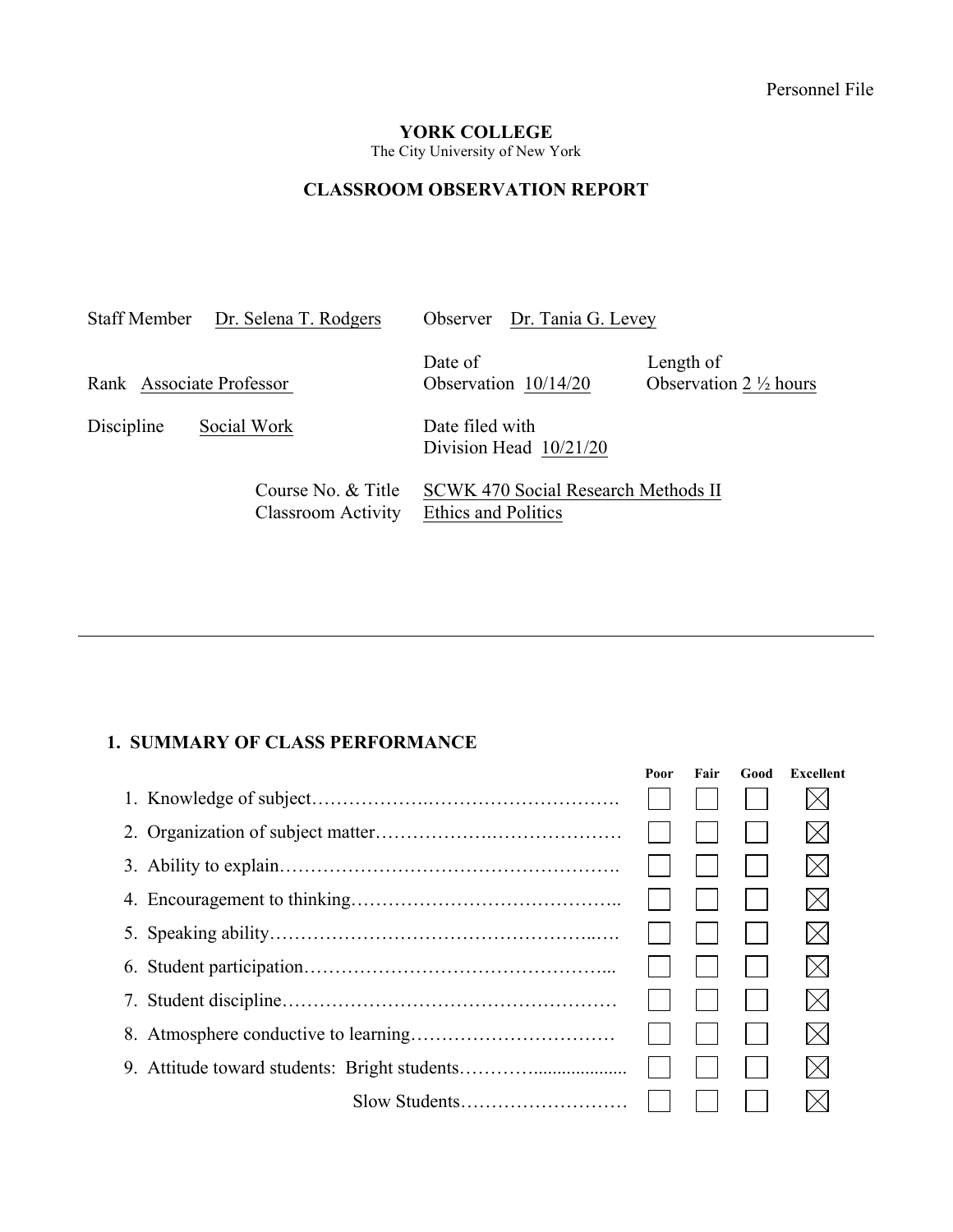Personnel File

# YORK COLLEGE

The City University of New York

## CLASSROOM OBSERVATION REPORT

Staff Member: Dr. Selena T. Rodgers

Observer: Dr. Tania G. Levey

Rank: Associate Professor

Date of Observation: 10/14/20

Length of Observation: 2 ½ hours

Discipline: Social Work

Date filed with Division Head: 10/21/20

Course No. & Title: SCWK 470 Social Research Methods II

Classroom Activity: Ethics and Politics

---

### 1. SUMMARY OF CLASS PERFORMANCE

| | Poor | Fair | Good | Excellent |
|---|---|---|---|---|
| 1. Knowledge of subject | ☐ | ☐ | ☐ | ☒ |
| 2. Organization of subject matter | ☐ | ☐ | ☐ | ☒ |
| 3. Ability to explain | ☐ | ☐ | ☐ | ☒ |
| 4. Encouragement to thinking | ☐ | ☐ | ☐ | ☒ |
| 5. Speaking ability | ☐ | ☐ | ☐ | ☒ |
| 6. Student participation | ☐ | ☐ | ☐ | ☒ |
| 7. Student discipline | ☐ | ☐ | ☐ | ☒ |
| 8. Atmosphere conductive to learning | ☐ | ☐ | ☐ | ☒ |
| 9. Attitude toward students: Bright students | ☐ | ☐ | ☐ | ☒ |
| Slow Students | ☐ | ☐ | ☐ | ☒ |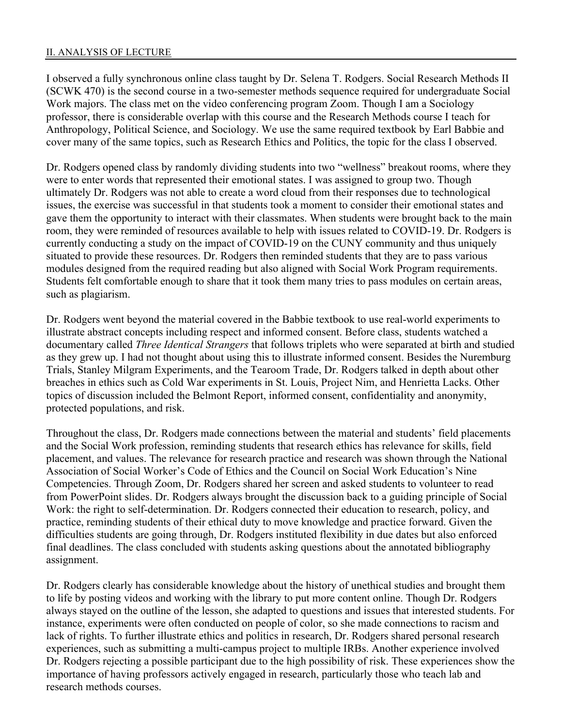## II. ANALYSIS OF LECTURE

I observed a fully synchronous online class taught by Dr. Selena T. Rodgers. Social Research Methods II (SCWK 470) is the second course in a two-semester methods sequence required for undergraduate Social Work majors. The class met on the video conferencing program Zoom. Though I am a Sociology professor, there is considerable overlap with this course and the Research Methods course I teach for Anthropology, Political Science, and Sociology. We use the same required textbook by Earl Babbie and cover many of the same topics, such as Research Ethics and Politics, the topic for the class I observed.

Dr. Rodgers opened class by randomly dividing students into two "wellness" breakout rooms, where they were to enter words that represented their emotional states. I was assigned to group two. Though ultimately Dr. Rodgers was not able to create a word cloud from their responses due to technological issues, the exercise was successful in that students took a moment to consider their emotional states and gave them the opportunity to interact with their classmates. When students were brought back to the main room, they were reminded of resources available to help with issues related to COVID-19. Dr. Rodgers is currently conducting a study on the impact of COVID-19 on the CUNY community and thus uniquely situated to provide these resources. Dr. Rodgers then reminded students that they are to pass various modules designed from the required reading but also aligned with Social Work Program requirements. Students felt comfortable enough to share that it took them many tries to pass modules on certain areas, such as plagiarism.

Dr. Rodgers went beyond the material covered in the Babbie textbook to use real-world experiments to illustrate abstract concepts including respect and informed consent. Before class, students watched a documentary called *Three Identical Strangers* that follows triplets who were separated at birth and studied as they grew up. I had not thought about using this to illustrate informed consent. Besides the Nuremburg Trials, Stanley Milgram Experiments, and the Tearoom Trade, Dr. Rodgers talked in depth about other breaches in ethics such as Cold War experiments in St. Louis, Project Nim, and Henrietta Lacks. Other topics of discussion included the Belmont Report, informed consent, confidentiality and anonymity, protected populations, and risk.

Throughout the class, Dr. Rodgers made connections between the material and students' field placements and the Social Work profession, reminding students that research ethics has relevance for skills, field placement, and values. The relevance for research practice and research was shown through the National Association of Social Worker's Code of Ethics and the Council on Social Work Education's Nine Competencies. Through Zoom, Dr. Rodgers shared her screen and asked students to volunteer to read from PowerPoint slides. Dr. Rodgers always brought the discussion back to a guiding principle of Social Work: the right to self-determination. Dr. Rodgers connected their education to research, policy, and practice, reminding students of their ethical duty to move knowledge and practice forward. Given the difficulties students are going through, Dr. Rodgers instituted flexibility in due dates but also enforced final deadlines. The class concluded with students asking questions about the annotated bibliography assignment.

Dr. Rodgers clearly has considerable knowledge about the history of unethical studies and brought them to life by posting videos and working with the library to put more content online. Though Dr. Rodgers always stayed on the outline of the lesson, she adapted to questions and issues that interested students. For instance, experiments were often conducted on people of color, so she made connections to racism and lack of rights. To further illustrate ethics and politics in research, Dr. Rodgers shared personal research experiences, such as submitting a multi-campus project to multiple IRBs. Another experience involved Dr. Rodgers rejecting a possible participant due to the high possibility of risk. These experiences show the importance of having professors actively engaged in research, particularly those who teach lab and research methods courses.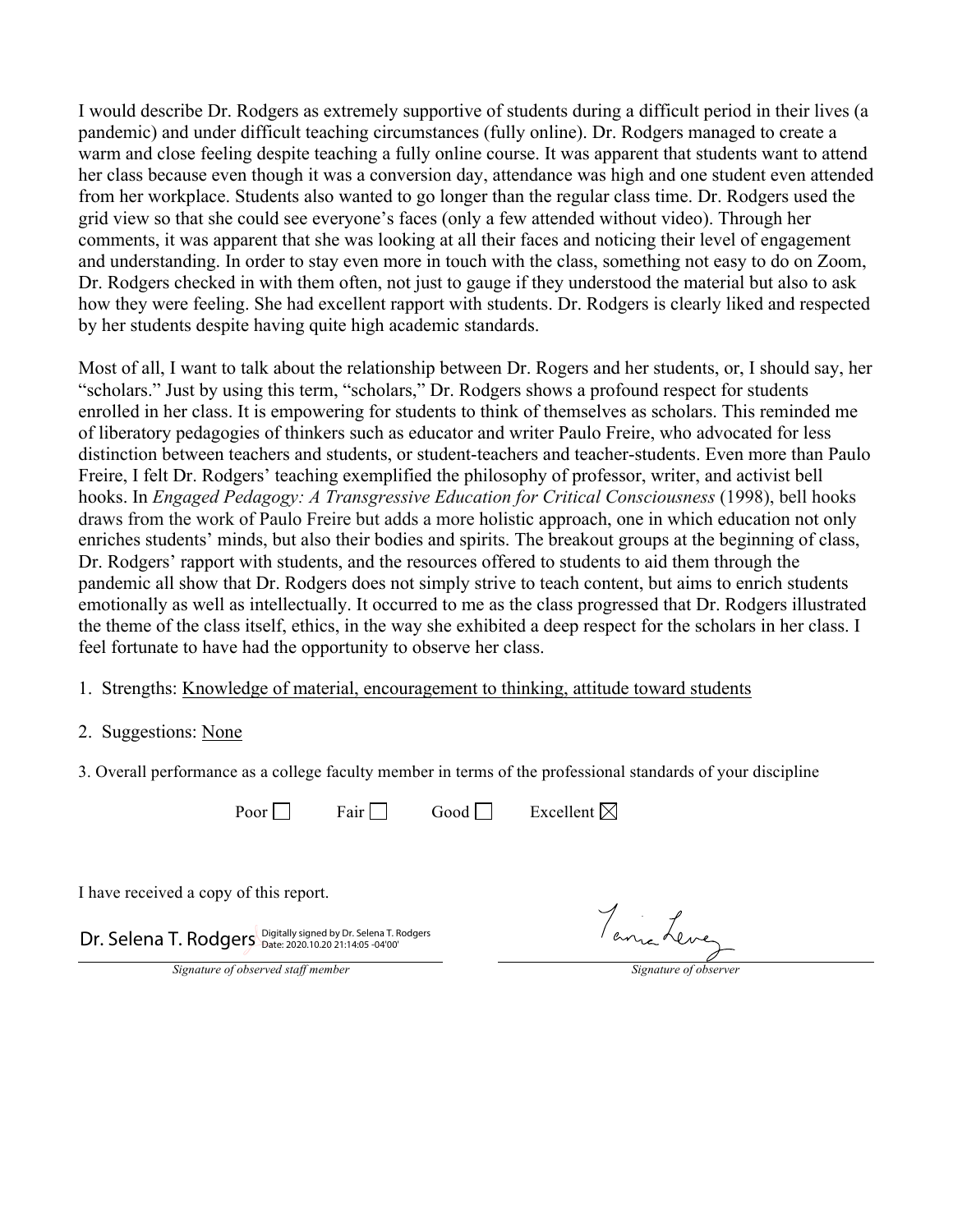I would describe Dr. Rodgers as extremely supportive of students during a difficult period in their lives (a pandemic) and under difficult teaching circumstances (fully online). Dr. Rodgers managed to create a warm and close feeling despite teaching a fully online course. It was apparent that students want to attend her class because even though it was a conversion day, attendance was high and one student even attended from her workplace. Students also wanted to go longer than the regular class time. Dr. Rodgers used the grid view so that she could see everyone's faces (only a few attended without video). Through her comments, it was apparent that she was looking at all their faces and noticing their level of engagement and understanding. In order to stay even more in touch with the class, something not easy to do on Zoom, Dr. Rodgers checked in with them often, not just to gauge if they understood the material but also to ask how they were feeling. She had excellent rapport with students. Dr. Rodgers is clearly liked and respected by her students despite having quite high academic standards.

Most of all, I want to talk about the relationship between Dr. Rogers and her students, or, I should say, her "scholars." Just by using this term, "scholars," Dr. Rodgers shows a profound respect for students enrolled in her class. It is empowering for students to think of themselves as scholars. This reminded me of liberatory pedagogies of thinkers such as educator and writer Paulo Freire, who advocated for less distinction between teachers and students, or student-teachers and teacher-students. Even more than Paulo Freire, I felt Dr. Rodgers' teaching exemplified the philosophy of professor, writer, and activist bell hooks. In *Engaged Pedagogy: A Transgressive Education for Critical Consciousness* (1998), bell hooks draws from the work of Paulo Freire but adds a more holistic approach, one in which education not only enriches students' minds, but also their bodies and spirits. The breakout groups at the beginning of class, Dr. Rodgers' rapport with students, and the resources offered to students to aid them through the pandemic all show that Dr. Rodgers does not simply strive to teach content, but aims to enrich students emotionally as well as intellectually. It occurred to me as the class progressed that Dr. Rodgers illustrated the theme of the class itself, ethics, in the way she exhibited a deep respect for the scholars in her class. I feel fortunate to have had the opportunity to observe her class.

1. Strengths: Knowledge of material, encouragement to thinking, attitude toward students

2. Suggestions: None

3. Overall performance as a college faculty member in terms of the professional standards of your discipline

Poor ☐ Fair ☐ Good ☐ Excellent ☒

I have received a copy of this report.

Dr. Selena T. Rodgers — Digitally signed by Dr. Selena T. Rodgers Date: 2020.10.20 21:14:05 -04'00'

*Signature of observed staff member*

Tania Levey

*Signature of observer*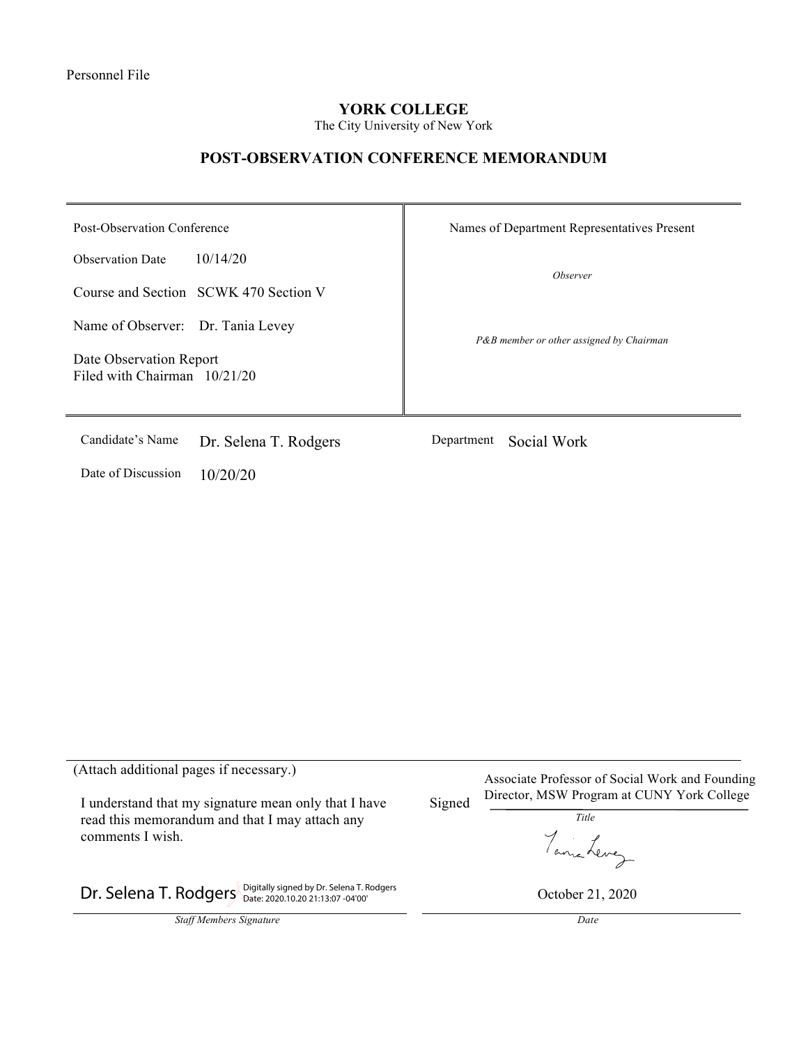Personnel File

**YORK COLLEGE**

The City University of New York

## POST-OBSERVATION CONFERENCE MEMORANDUM

| | |
|---|---|
| Post-Observation Conference | Names of Department Representatives Present |
| Observation Date 10/14/20 | *Observer* |
| Course and Section SCWK 470 Section V | |
| Name of Observer: Dr. Tania Levey | *P&B member or other assigned by Chairman* |
| Date Observation Report Filed with Chairman 10/21/20 | |

Candidate's Name Dr. Selena T. Rodgers

Department Social Work

Date of Discussion 10/20/20

(Attach additional pages if necessary.)

I understand that my signature mean only that I have read this memorandum and that I may attach any comments I wish.

Dr. Selena T. Rodgers Digitally signed by Dr. Selena T. Rodgers Date: 2020.10.20 21:13:07 -04'00'

*Staff Members Signature*

Signed

Associate Professor of Social Work and Founding Director, MSW Program at CUNY York College

*Title*

Tania Levey

October 21, 2020

*Date*